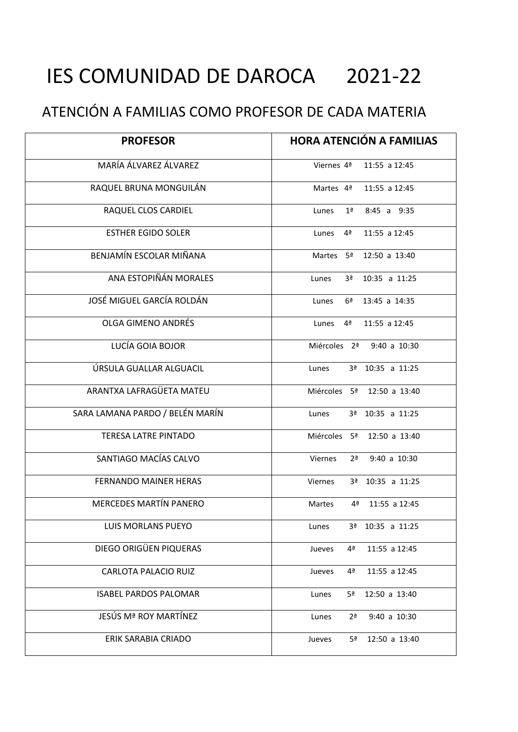# IES COMUNIDAD DE DAROCA 2021-22

## ATENCIÓN A FAMILIAS COMO PROFESOR DE CADA MATERIA

| PROFESOR | HORA ATENCIÓN A FAMILIAS |
|---|---|
| MARÍA ÁLVAREZ ÁLVAREZ | Viernes 4ª 11:55 a 12:45 |
| RAQUEL BRUNA MONGUILÁN | Martes 4ª 11:55 a 12:45 |
| RAQUEL CLOS CARDIEL | Lunes 1ª 8:45 a 9:35 |
| ESTHER EGIDO SOLER | Lunes 4ª 11:55 a 12:45 |
| BENJAMÍN ESCOLAR MIÑANA | Martes 5ª 12:50 a 13:40 |
| ANA ESTOPIÑÁN MORALES | Lunes 3ª 10:35 a 11:25 |
| JOSÉ MIGUEL GARCÍA ROLDÁN | Lunes 6ª 13:45 a 14:35 |
| OLGA GIMENO ANDRÉS | Lunes 4ª 11:55 a 12:45 |
| LUCÍA GOIA BOJOR | Miércoles 2ª 9:40 a 10:30 |
| ÚRSULA GUALLAR ALGUACIL | Lunes 3ª 10:35 a 11:25 |
| ARANTXA LAFRAGÜETA MATEU | Miércoles 5ª 12:50 a 13:40 |
| SARA LAMANA PARDO / BELÉN MARÍN | Lunes 3ª 10:35 a 11:25 |
| TERESA LATRE PINTADO | Miércoles 5ª 12:50 a 13:40 |
| SANTIAGO MACÍAS CALVO | Viernes 2ª 9:40 a 10:30 |
| FERNANDO MAINER HERAS | Viernes 3ª 10:35 a 11:25 |
| MERCEDES MARTÍN PANERO | Martes 4ª 11:55 a 12:45 |
| LUIS MORLANS PUEYO | Lunes 3ª 10:35 a 11:25 |
| DIEGO ORIGÜEN PIQUERAS | Jueves 4ª 11:55 a 12:45 |
| CARLOTA PALACIO RUIZ | Jueves 4ª 11:55 a 12:45 |
| ISABEL PARDOS PALOMAR | Lunes 5ª 12:50 a 13:40 |
| JESÚS Mª ROY MARTÍNEZ | Lunes 2ª 9:40 a 10:30 |
| ERIK SARABIA CRIADO | Jueves 5ª 12:50 a 13:40 |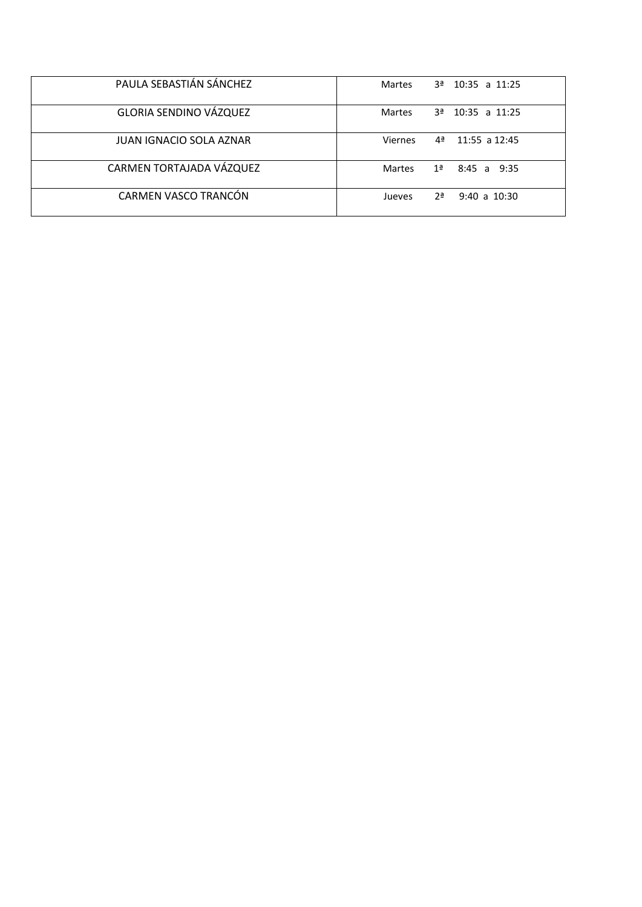| | |
|---|---|
| PAULA SEBASTIÁN SÁNCHEZ | Martes 3ª 10:35 a 11:25 |
| GLORIA SENDINO VÁZQUEZ | Martes 3ª 10:35 a 11:25 |
| JUAN IGNACIO SOLA AZNAR | Viernes 4ª 11:55 a 12:45 |
| CARMEN TORTAJADA VÁZQUEZ | Martes 1ª 8:45 a 9:35 |
| CARMEN VASCO TRANCÓN | Jueves 2ª 9:40 a 10:30 |